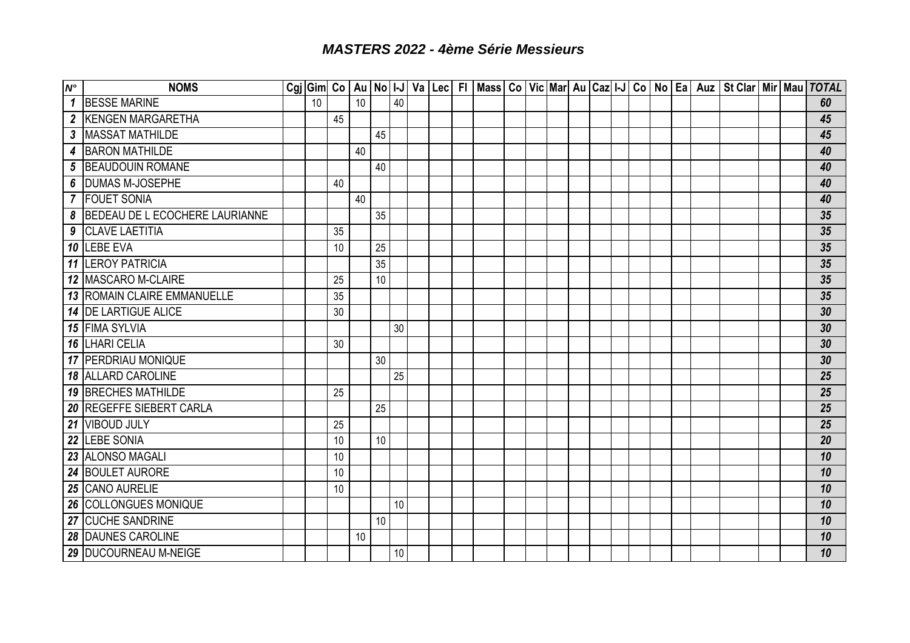# *MASTERS 2022 - 4ème Série Messieurs*

| N° | NOMS | Cgj | Gim | Co | Au | No | I-J | Va | Lec | Fl | Mass | Co | Vic | Mar | Au | Caz | I-J | Co | No | Ea | Auz | St Clar | Mir | Mau | TOTAL |
|---|---|---|---|---|---|---|---|---|---|---|---|---|---|---|---|---|---|---|---|---|---|---|---|---|---|
| *1* | BESSE MARINE | | 10 | | 10 | | 40 | | | | | | | | | | | | | | | | | | *60* |
| *2* | KENGEN MARGARETHA | | | 45 | | | | | | | | | | | | | | | | | | | | | *45* |
| *3* | MASSAT MATHILDE | | | | | 45 | | | | | | | | | | | | | | | | | | | *45* |
| *4* | BARON MATHILDE | | | | 40 | | | | | | | | | | | | | | | | | | | | *40* |
| *5* | BEAUDOUIN ROMANE | | | | | 40 | | | | | | | | | | | | | | | | | | | *40* |
| *6* | DUMAS M-JOSEPHE | | | 40 | | | | | | | | | | | | | | | | | | | | | *40* |
| *7* | FOUET SONIA | | | | 40 | | | | | | | | | | | | | | | | | | | | *40* |
| *8* | BEDEAU DE L ECOCHERE LAURIANNE | | | | | 35 | | | | | | | | | | | | | | | | | | | *35* |
| *9* | CLAVE LAETITIA | | | 35 | | | | | | | | | | | | | | | | | | | | | *35* |
| *10* | LEBE EVA | | | 10 | | 25 | | | | | | | | | | | | | | | | | | | *35* |
| *11* | LEROY PATRICIA | | | | | 35 | | | | | | | | | | | | | | | | | | | *35* |
| *12* | MASCARO M-CLAIRE | | | 25 | | 10 | | | | | | | | | | | | | | | | | | | *35* |
| *13* | ROMAIN CLAIRE EMMANUELLE | | | 35 | | | | | | | | | | | | | | | | | | | | | *35* |
| *14* | DE LARTIGUE ALICE | | | 30 | | | | | | | | | | | | | | | | | | | | | *30* |
| *15* | FIMA SYLVIA | | | | | | 30 | | | | | | | | | | | | | | | | | | *30* |
| *16* | LHARI CELIA | | | 30 | | | | | | | | | | | | | | | | | | | | | *30* |
| *17* | PERDRIAU MONIQUE | | | | | 30 | | | | | | | | | | | | | | | | | | | *30* |
| *18* | ALLARD CAROLINE | | | | | | 25 | | | | | | | | | | | | | | | | | | *25* |
| *19* | BRECHES MATHILDE | | | 25 | | | | | | | | | | | | | | | | | | | | | *25* |
| *20* | REGEFFE SIEBERT CARLA | | | | | 25 | | | | | | | | | | | | | | | | | | | *25* |
| *21* | VIBOUD JULY | | | 25 | | | | | | | | | | | | | | | | | | | | | *25* |
| *22* | LEBE SONIA | | | 10 | | 10 | | | | | | | | | | | | | | | | | | | *20* |
| *23* | ALONSO MAGALI | | | 10 | | | | | | | | | | | | | | | | | | | | | *10* |
| *24* | BOULET AURORE | | | 10 | | | | | | | | | | | | | | | | | | | | | *10* |
| *25* | CANO AURELIE | | | 10 | | | | | | | | | | | | | | | | | | | | | *10* |
| *26* | COLLONGUES MONIQUE | | | | | | 10 | | | | | | | | | | | | | | | | | | *10* |
| *27* | CUCHE SANDRINE | | | | | 10 | | | | | | | | | | | | | | | | | | | *10* |
| *28* | DAUNES CAROLINE | | | | 10 | | | | | | | | | | | | | | | | | | | | *10* |
| *29* | DUCOURNEAU M-NEIGE | | | | | | 10 | | | | | | | | | | | | | | | | | | *10* |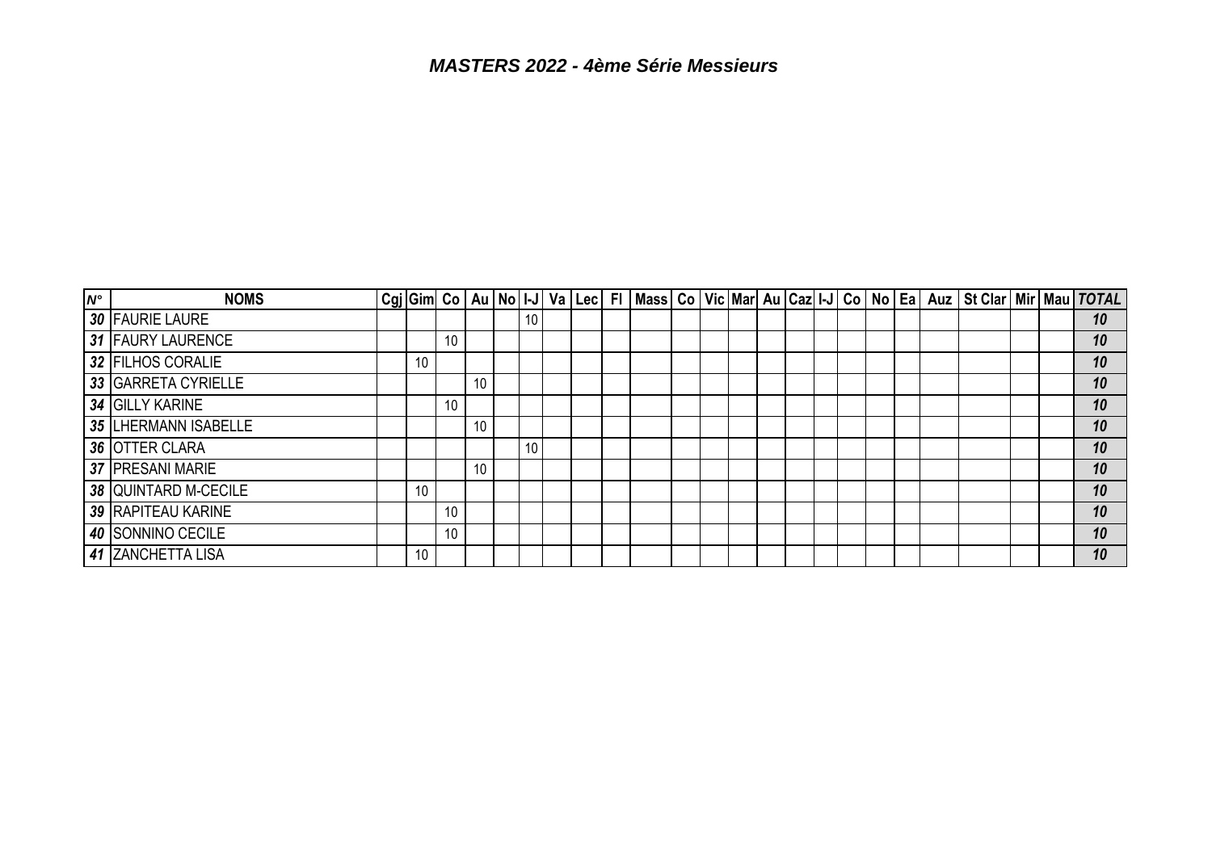# *MASTERS 2022 - 4ème Série Messieurs*

| N° | NOMS | Cgj | Gim | Co | Au | No | I-J | Va | Lec | Fl | Mass | Co | Vic | Mar | Au | Caz | I-J | Co | No | Ea | Auz | St Clar | Mir | Mau | TOTAL |
|---|---|---|---|---|---|---|---|---|---|---|---|---|---|---|---|---|---|---|---|---|---|---|---|---|---|
| 30 | FAURIE LAURE | | | | | | 10 | | | | | | | | | | | | | | | | | | 10 |
| 31 | FAURY LAURENCE | | | 10 | | | | | | | | | | | | | | | | | | | | | 10 |
| 32 | FILHOS CORALIE | | 10 | | | | | | | | | | | | | | | | | | | | | | 10 |
| 33 | GARRETA CYRIELLE | | | | 10 | | | | | | | | | | | | | | | | | | | | 10 |
| 34 | GILLY KARINE | | | 10 | | | | | | | | | | | | | | | | | | | | | 10 |
| 35 | LHERMANN ISABELLE | | | | 10 | | | | | | | | | | | | | | | | | | | | 10 |
| 36 | OTTER CLARA | | | | | | 10 | | | | | | | | | | | | | | | | | | 10 |
| 37 | PRESANI MARIE | | | | 10 | | | | | | | | | | | | | | | | | | | | 10 |
| 38 | QUINTARD M-CECILE | | 10 | | | | | | | | | | | | | | | | | | | | | | 10 |
| 39 | RAPITEAU KARINE | | | 10 | | | | | | | | | | | | | | | | | | | | | 10 |
| 40 | SONNINO CECILE | | | 10 | | | | | | | | | | | | | | | | | | | | | 10 |
| 41 | ZANCHETTA LISA | | 10 | | | | | | | | | | | | | | | | | | | | | | 10 |